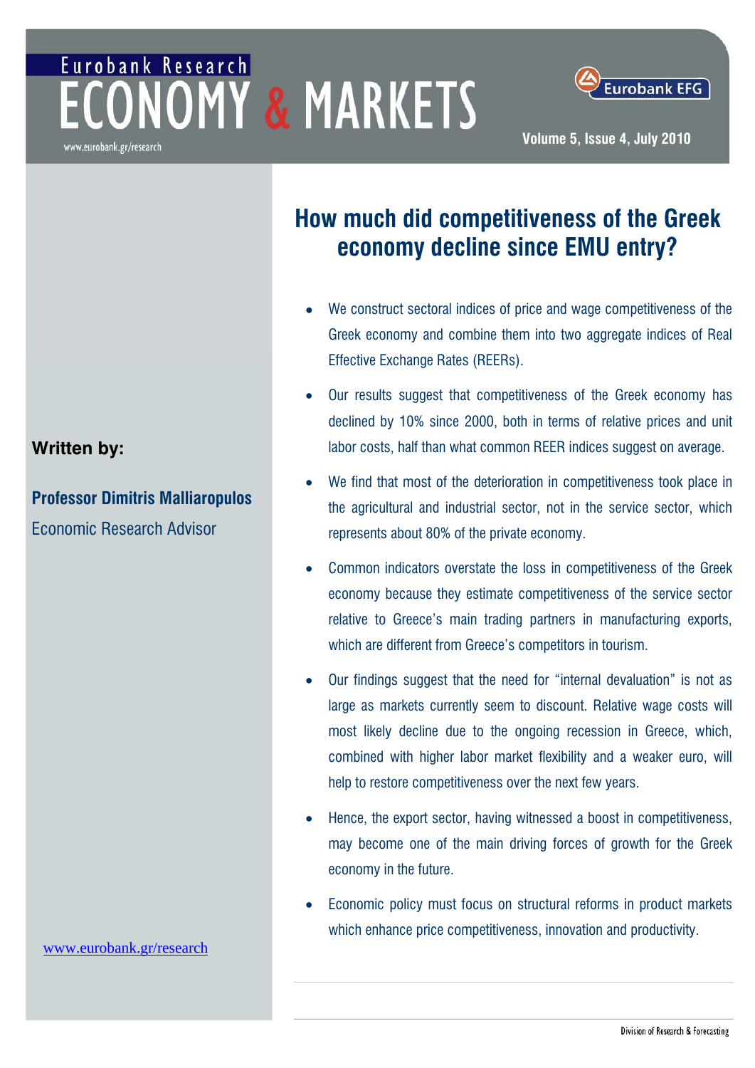Eurobank Research

# ECONOMY & MARKETS

www.eurobank.gr/research

Eurobank EFG

Volume 5, Issue 4, July 2010

## How much did competitiveness of the Greek economy decline since EMU entry?

**Written by:**

**Professor Dimitris Malliaropulos**

Economic Research Advisor

- We construct sectoral indices of price and wage competitiveness of the Greek economy and combine them into two aggregate indices of Real Effective Exchange Rates (REERs).
- Our results suggest that competitiveness of the Greek economy has declined by 10% since 2000, both in terms of relative prices and unit labor costs, half than what common REER indices suggest on average.
- We find that most of the deterioration in competitiveness took place in the agricultural and industrial sector, not in the service sector, which represents about 80% of the private economy.
- Common indicators overstate the loss in competitiveness of the Greek economy because they estimate competitiveness of the service sector relative to Greece's main trading partners in manufacturing exports, which are different from Greece's competitors in tourism.
- Our findings suggest that the need for "internal devaluation" is not as large as markets currently seem to discount. Relative wage costs will most likely decline due to the ongoing recession in Greece, which, combined with higher labor market flexibility and a weaker euro, will help to restore competitiveness over the next few years.
- Hence, the export sector, having witnessed a boost in competitiveness, may become one of the main driving forces of growth for the Greek economy in the future.
- Economic policy must focus on structural reforms in product markets which enhance price competitiveness, innovation and productivity.

www.eurobank.gr/research

Division of Research & Forecasting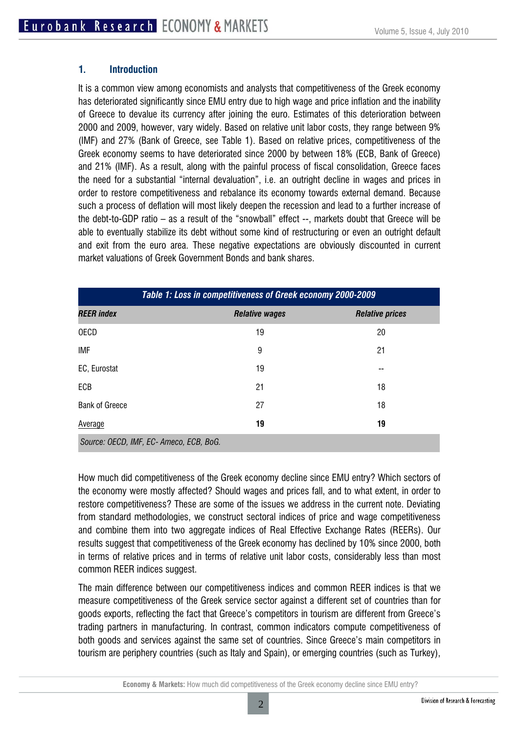## 1. Introduction

It is a common view among economists and analysts that competitiveness of the Greek economy has deteriorated significantly since EMU entry due to high wage and price inflation and the inability of Greece to devalue its currency after joining the euro. Estimates of this deterioration between 2000 and 2009, however, vary widely. Based on relative unit labor costs, they range between 9% (IMF) and 27% (Bank of Greece, see Table 1). Based on relative prices, competitiveness of the Greek economy seems to have deteriorated since 2000 by between 18% (ECB, Bank of Greece) and 21% (IMF). As a result, along with the painful process of fiscal consolidation, Greece faces the need for a substantial "internal devaluation", i.e. an outright decline in wages and prices in order to restore competitiveness and rebalance its economy towards external demand. Because such a process of deflation will most likely deepen the recession and lead to a further increase of the debt-to-GDP ratio – as a result of the "snowball" effect --, markets doubt that Greece will be able to eventually stabilize its debt without some kind of restructuring or even an outright default and exit from the euro area. These negative expectations are obviously discounted in current market valuations of Greek Government Bonds and bank shares.

***Table 1: Loss in competitiveness of Greek economy 2000-2009***

| *REER index* | *Relative wages* | *Relative prices* |
|---|---|---|
| OECD | 19 | 20 |
| IMF | 9 | 21 |
| EC, Eurostat | 19 | -- |
| ECB | 21 | 18 |
| Bank of Greece | 27 | 18 |
| Average | **19** | **19** |

*Source: OECD, IMF, EC- Ameco, ECB, BoG.*

How much did competitiveness of the Greek economy decline since EMU entry? Which sectors of the economy were mostly affected? Should wages and prices fall, and to what extent, in order to restore competitiveness? These are some of the issues we address in the current note. Deviating from standard methodologies, we construct sectoral indices of price and wage competitiveness and combine them into two aggregate indices of Real Effective Exchange Rates (REERs). Our results suggest that competitiveness of the Greek economy has declined by 10% since 2000, both in terms of relative prices and in terms of relative unit labor costs, considerably less than most common REER indices suggest.

The main difference between our competitiveness indices and common REER indices is that we measure competitiveness of the Greek service sector against a different set of countries than for goods exports, reflecting the fact that Greece's competitors in tourism are different from Greece's trading partners in manufacturing. In contrast, common indicators compute competitiveness of both goods and services against the same set of countries. Since Greece's main competitors in tourism are periphery countries (such as Italy and Spain), or emerging countries (such as Turkey),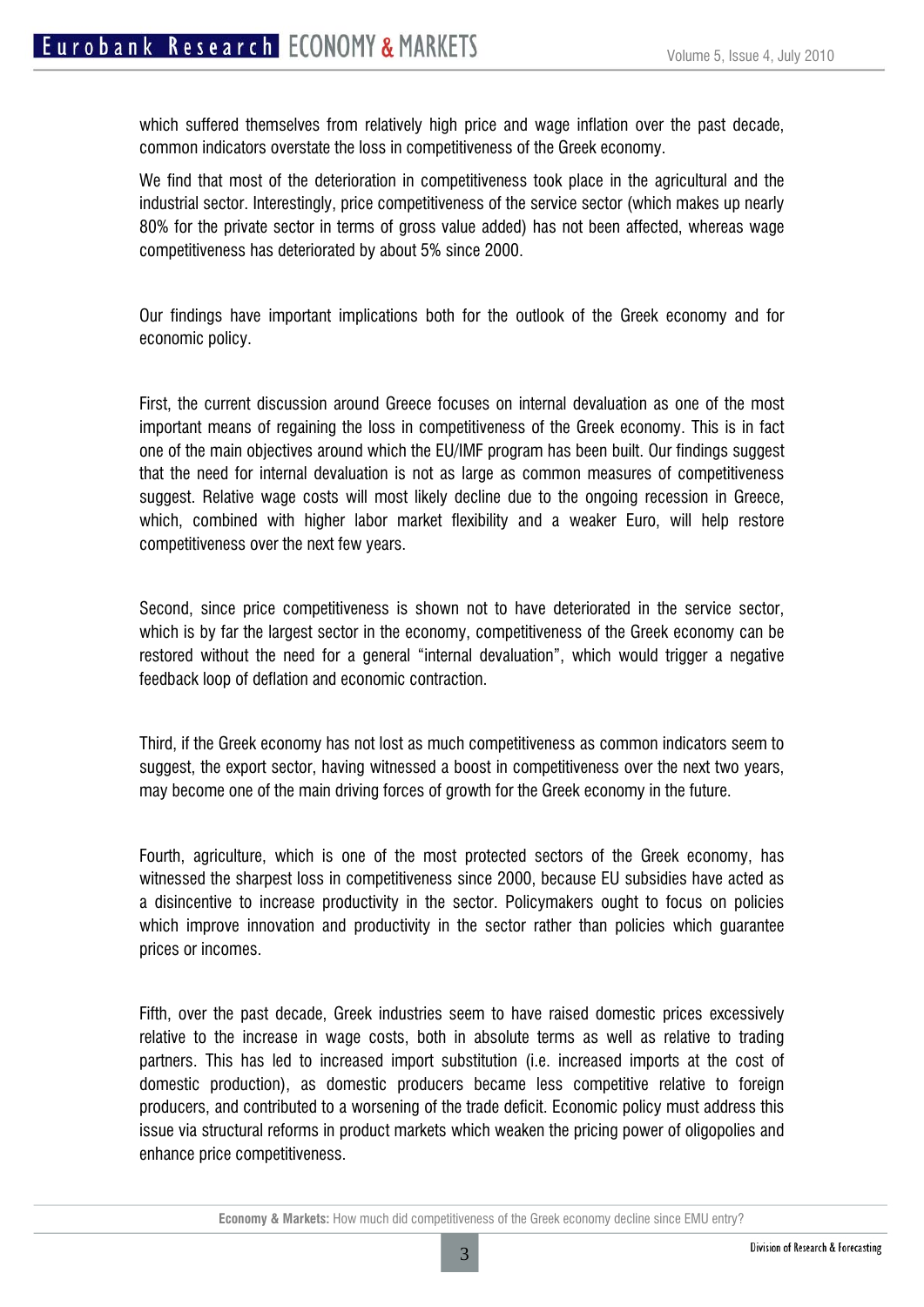which suffered themselves from relatively high price and wage inflation over the past decade, common indicators overstate the loss in competitiveness of the Greek economy.

We find that most of the deterioration in competitiveness took place in the agricultural and the industrial sector. Interestingly, price competitiveness of the service sector (which makes up nearly 80% for the private sector in terms of gross value added) has not been affected, whereas wage competitiveness has deteriorated by about 5% since 2000.

Our findings have important implications both for the outlook of the Greek economy and for economic policy.

First, the current discussion around Greece focuses on internal devaluation as one of the most important means of regaining the loss in competitiveness of the Greek economy. This is in fact one of the main objectives around which the EU/IMF program has been built. Our findings suggest that the need for internal devaluation is not as large as common measures of competitiveness suggest. Relative wage costs will most likely decline due to the ongoing recession in Greece, which, combined with higher labor market flexibility and a weaker Euro, will help restore competitiveness over the next few years.

Second, since price competitiveness is shown not to have deteriorated in the service sector, which is by far the largest sector in the economy, competitiveness of the Greek economy can be restored without the need for a general "internal devaluation", which would trigger a negative feedback loop of deflation and economic contraction.

Third, if the Greek economy has not lost as much competitiveness as common indicators seem to suggest, the export sector, having witnessed a boost in competitiveness over the next two years, may become one of the main driving forces of growth for the Greek economy in the future.

Fourth, agriculture, which is one of the most protected sectors of the Greek economy, has witnessed the sharpest loss in competitiveness since 2000, because EU subsidies have acted as a disincentive to increase productivity in the sector. Policymakers ought to focus on policies which improve innovation and productivity in the sector rather than policies which guarantee prices or incomes.

Fifth, over the past decade, Greek industries seem to have raised domestic prices excessively relative to the increase in wage costs, both in absolute terms as well as relative to trading partners. This has led to increased import substitution (i.e. increased imports at the cost of domestic production), as domestic producers became less competitive relative to foreign producers, and contributed to a worsening of the trade deficit. Economic policy must address this issue via structural reforms in product markets which weaken the pricing power of oligopolies and enhance price competitiveness.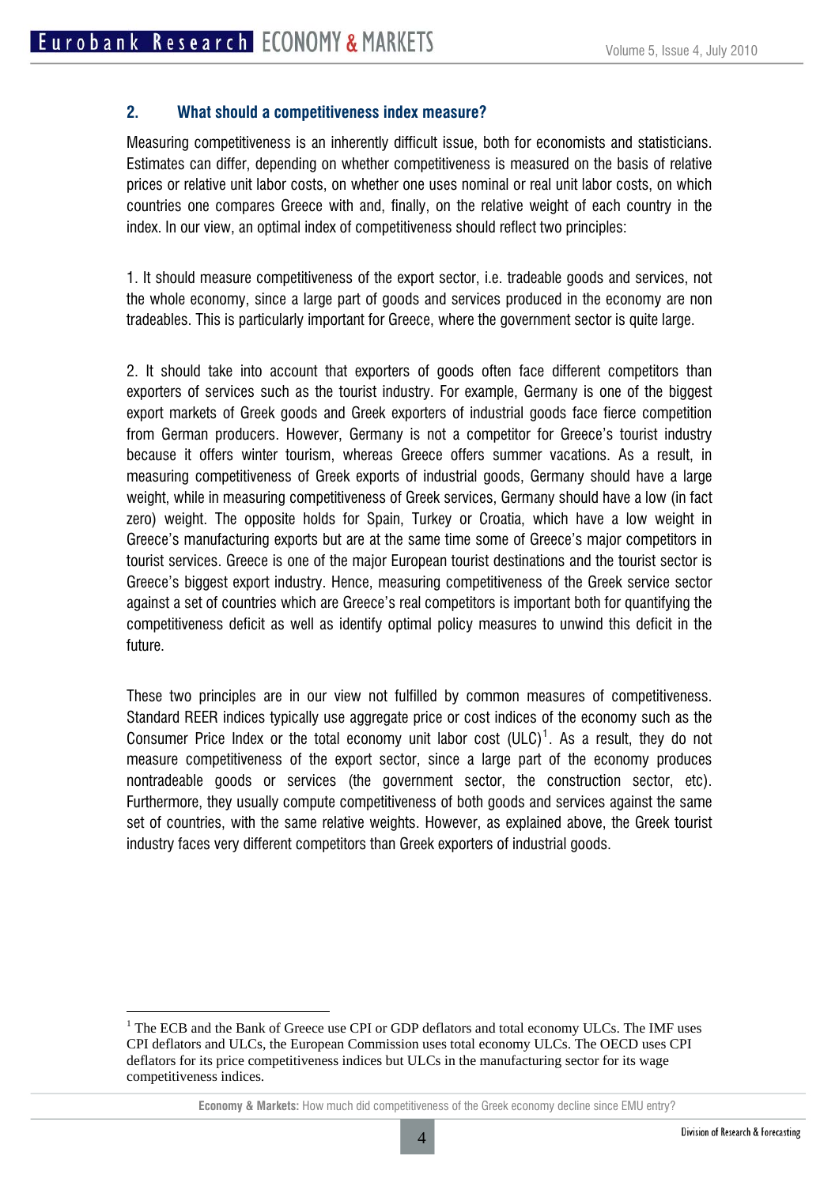## 2. What should a competitiveness index measure?

Measuring competitiveness is an inherently difficult issue, both for economists and statisticians. Estimates can differ, depending on whether competitiveness is measured on the basis of relative prices or relative unit labor costs, on whether one uses nominal or real unit labor costs, on which countries one compares Greece with and, finally, on the relative weight of each country in the index. In our view, an optimal index of competitiveness should reflect two principles:

1. It should measure competitiveness of the export sector, i.e. tradeable goods and services, not the whole economy, since a large part of goods and services produced in the economy are non tradeables. This is particularly important for Greece, where the government sector is quite large.

2. It should take into account that exporters of goods often face different competitors than exporters of services such as the tourist industry. For example, Germany is one of the biggest export markets of Greek goods and Greek exporters of industrial goods face fierce competition from German producers. However, Germany is not a competitor for Greece's tourist industry because it offers winter tourism, whereas Greece offers summer vacations. As a result, in measuring competitiveness of Greek exports of industrial goods, Germany should have a large weight, while in measuring competitiveness of Greek services, Germany should have a low (in fact zero) weight. The opposite holds for Spain, Turkey or Croatia, which have a low weight in Greece's manufacturing exports but are at the same time some of Greece's major competitors in tourist services. Greece is one of the major European tourist destinations and the tourist sector is Greece's biggest export industry. Hence, measuring competitiveness of the Greek service sector against a set of countries which are Greece's real competitors is important both for quantifying the competitiveness deficit as well as identify optimal policy measures to unwind this deficit in the future.

These two principles are in our view not fulfilled by common measures of competitiveness. Standard REER indices typically use aggregate price or cost indices of the economy such as the Consumer Price Index or the total economy unit labor cost (ULC)[1]. As a result, they do not measure competitiveness of the export sector, since a large part of the economy produces nontradeable goods or services (the government sector, the construction sector, etc). Furthermore, they usually compute competitiveness of both goods and services against the same set of countries, with the same relative weights. However, as explained above, the Greek tourist industry faces very different competitors than Greek exporters of industrial goods.

[1] The ECB and the Bank of Greece use CPI or GDP deflators and total economy ULCs. The IMF uses CPI deflators and ULCs, the European Commission uses total economy ULCs. The OECD uses CPI deflators for its price competitiveness indices but ULCs in the manufacturing sector for its wage competitiveness indices.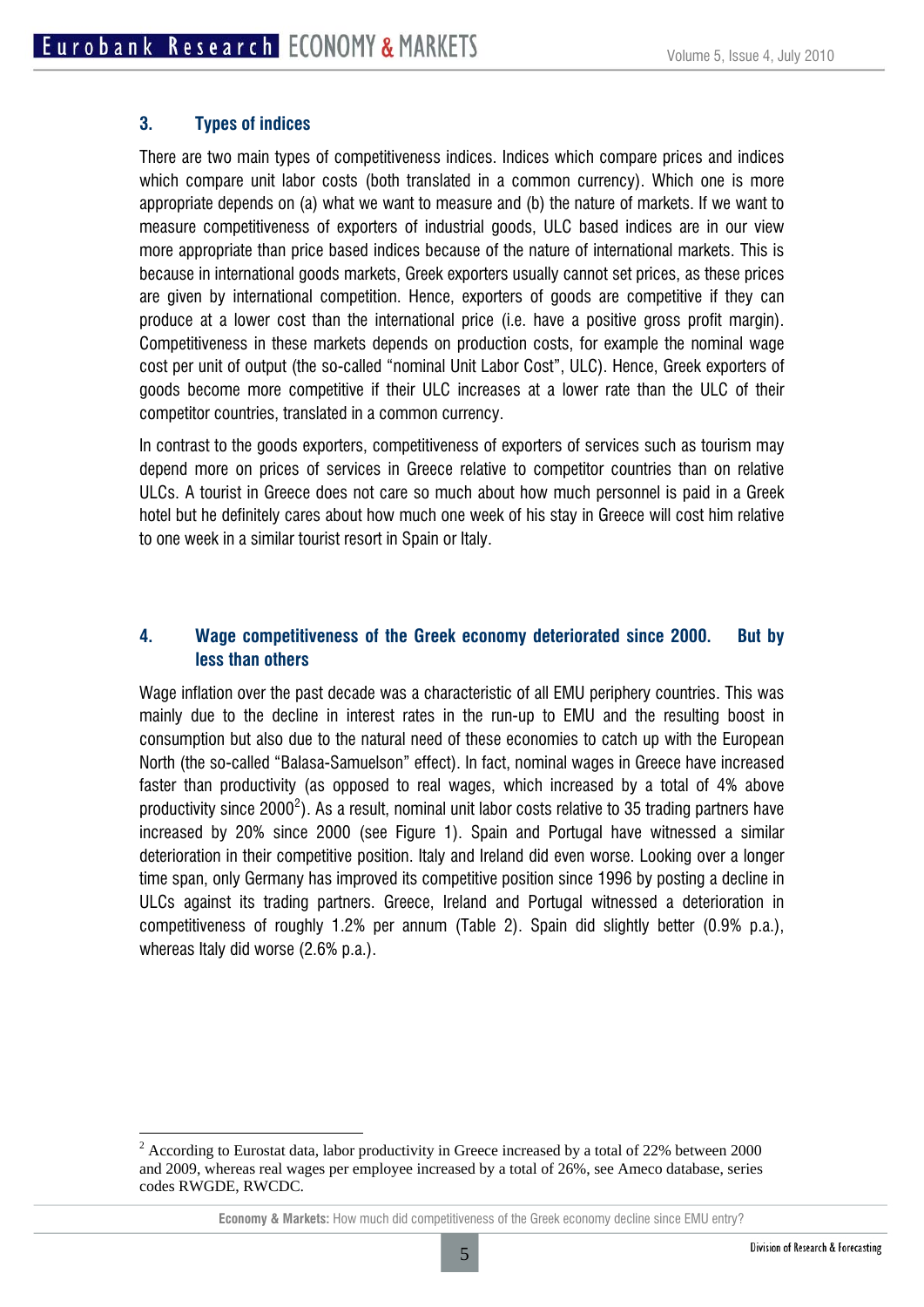## 3. Types of indices

There are two main types of competitiveness indices. Indices which compare prices and indices which compare unit labor costs (both translated in a common currency). Which one is more appropriate depends on (a) what we want to measure and (b) the nature of markets. If we want to measure competitiveness of exporters of industrial goods, ULC based indices are in our view more appropriate than price based indices because of the nature of international markets. This is because in international goods markets, Greek exporters usually cannot set prices, as these prices are given by international competition. Hence, exporters of goods are competitive if they can produce at a lower cost than the international price (i.e. have a positive gross profit margin). Competitiveness in these markets depends on production costs, for example the nominal wage cost per unit of output (the so-called "nominal Unit Labor Cost", ULC). Hence, Greek exporters of goods become more competitive if their ULC increases at a lower rate than the ULC of their competitor countries, translated in a common currency.

In contrast to the goods exporters, competitiveness of exporters of services such as tourism may depend more on prices of services in Greece relative to competitor countries than on relative ULCs. A tourist in Greece does not care so much about how much personnel is paid in a Greek hotel but he definitely cares about how much one week of his stay in Greece will cost him relative to one week in a similar tourist resort in Spain or Italy.

## 4. Wage competitiveness of the Greek economy deteriorated since 2000. But by less than others

Wage inflation over the past decade was a characteristic of all EMU periphery countries. This was mainly due to the decline in interest rates in the run-up to EMU and the resulting boost in consumption but also due to the natural need of these economies to catch up with the European North (the so-called "Balasa-Samuelson" effect). In fact, nominal wages in Greece have increased faster than productivity (as opposed to real wages, which increased by a total of 4% above productivity since 2000[2]). As a result, nominal unit labor costs relative to 35 trading partners have increased by 20% since 2000 (see Figure 1). Spain and Portugal have witnessed a similar deterioration in their competitive position. Italy and Ireland did even worse. Looking over a longer time span, only Germany has improved its competitive position since 1996 by posting a decline in ULCs against its trading partners. Greece, Ireland and Portugal witnessed a deterioration in competitiveness of roughly 1.2% per annum (Table 2). Spain did slightly better (0.9% p.a.), whereas Italy did worse (2.6% p.a.).

[2] According to Eurostat data, labor productivity in Greece increased by a total of 22% between 2000 and 2009, whereas real wages per employee increased by a total of 26%, see Ameco database, series codes RWGDE, RWCDC.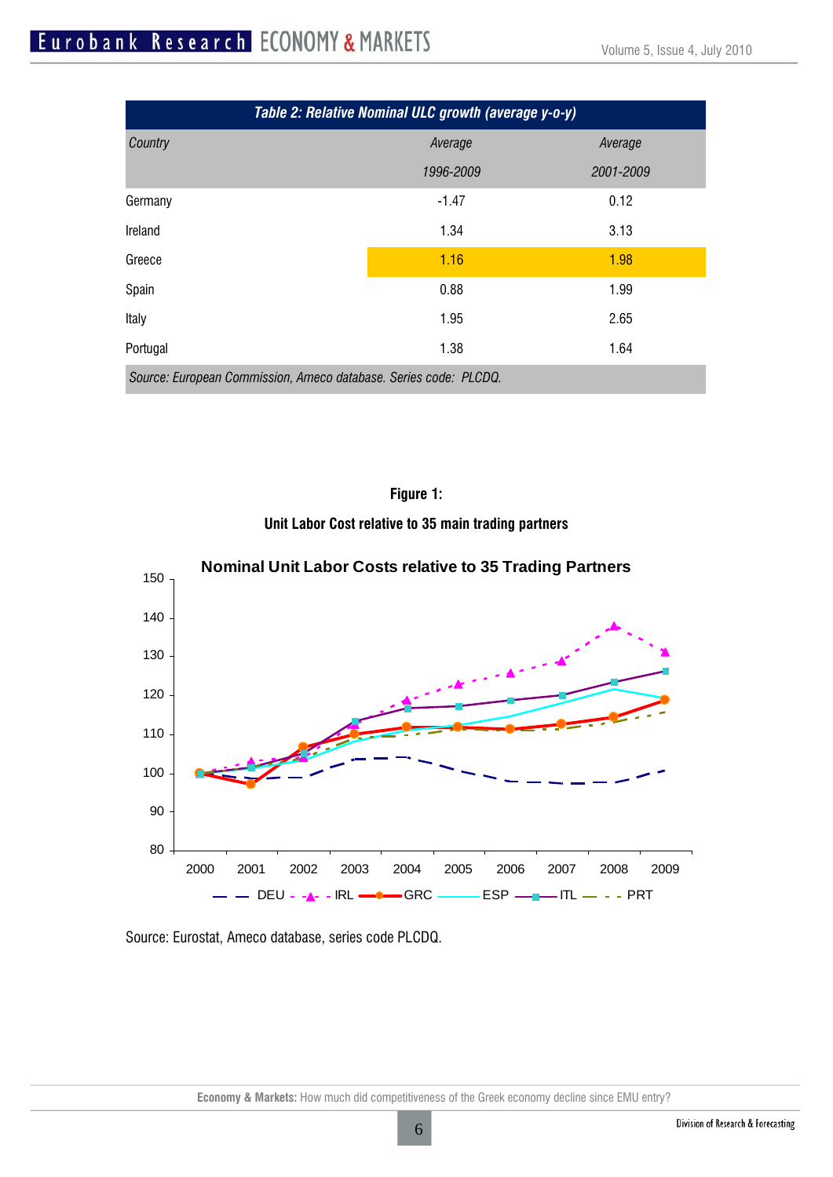**Table 2: Relative Nominal ULC growth (average y-o-y)**

| Country | Average 1996-2009 | Average 2001-2009 |
|---|---|---|
| Germany | -1.47 | 0.12 |
| Ireland | 1.34 | 3.13 |
| Greece | 1.16 | 1.98 |
| Spain | 0.88 | 1.99 |
| Italy | 1.95 | 2.65 |
| Portugal | 1.38 | 1.64 |

*Source: European Commission, Ameco database. Series code: PLCDQ.*

**Figure 1:**

**Unit Labor Cost relative to 35 main trading partners**

Source: Eurostat, Ameco database, series code PLCDQ.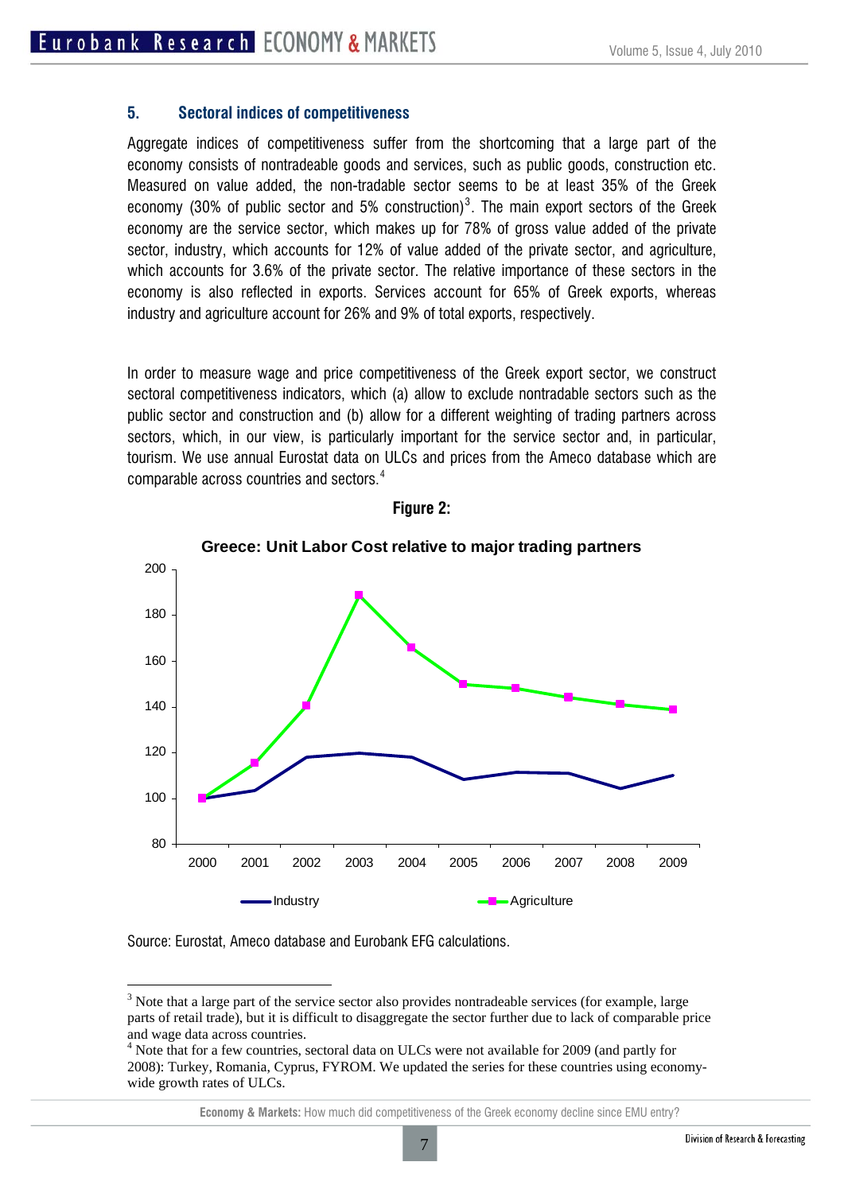## 5. Sectoral indices of competitiveness

Aggregate indices of competitiveness suffer from the shortcoming that a large part of the economy consists of nontradeable goods and services, such as public goods, construction etc. Measured on value added, the non-tradable sector seems to be at least 35% of the Greek economy (30% of public sector and 5% construction)[3]. The main export sectors of the Greek economy are the service sector, which makes up for 78% of gross value added of the private sector, industry, which accounts for 12% of value added of the private sector, and agriculture, which accounts for 3.6% of the private sector. The relative importance of these sectors in the economy is also reflected in exports. Services account for 65% of Greek exports, whereas industry and agriculture account for 26% and 9% of total exports, respectively.

In order to measure wage and price competitiveness of the Greek export sector, we construct sectoral competitiveness indicators, which (a) allow to exclude nontradable sectors such as the public sector and construction and (b) allow for a different weighting of trading partners across sectors, which, in our view, is particularly important for the service sector and, in particular, tourism. We use annual Eurostat data on ULCs and prices from the Ameco database which are comparable across countries and sectors.[4]

**Figure 2:**

**Greece: Unit Labor Cost relative to major trading partners**

Source: Eurostat, Ameco database and Eurobank EFG calculations.

---

[3] Note that a large part of the service sector also provides nontradeable services (for example, large parts of retail trade), but it is difficult to disaggregate the sector further due to lack of comparable price and wage data across countries.

[4] Note that for a few countries, sectoral data on ULCs were not available for 2009 (and partly for 2008): Turkey, Romania, Cyprus, FYROM. We updated the series for these countries using economy-wide growth rates of ULCs.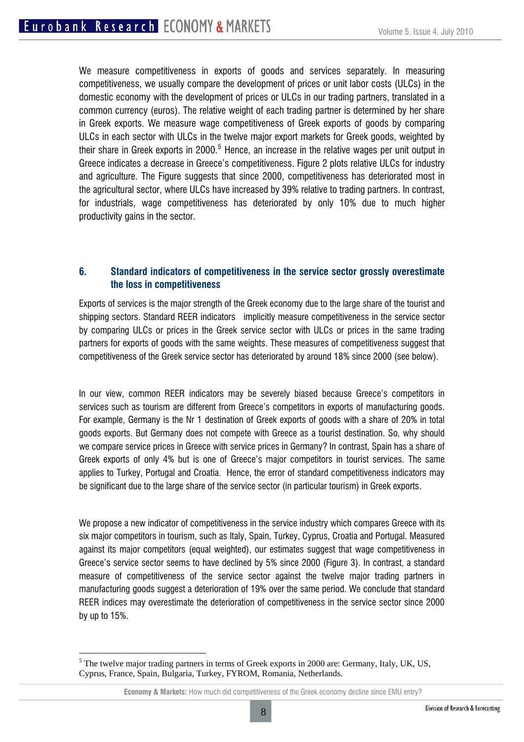We measure competitiveness in exports of goods and services separately. In measuring competitiveness, we usually compare the development of prices or unit labor costs (ULCs) in the domestic economy with the development of prices or ULCs in our trading partners, translated in a common currency (euros). The relative weight of each trading partner is determined by her share in Greek exports. We measure wage competitiveness of Greek exports of goods by comparing ULCs in each sector with ULCs in the twelve major export markets for Greek goods, weighted by their share in Greek exports in 2000.[5] Hence, an increase in the relative wages per unit output in Greece indicates a decrease in Greece's competitiveness. Figure 2 plots relative ULCs for industry and agriculture. The Figure suggests that since 2000, competitiveness has deteriorated most in the agricultural sector, where ULCs have increased by 39% relative to trading partners. In contrast, for industrials, wage competitiveness has deteriorated by only 10% due to much higher productivity gains in the sector.

## 6. Standard indicators of competitiveness in the service sector grossly overestimate the loss in competitiveness

Exports of services is the major strength of the Greek economy due to the large share of the tourist and shipping sectors. Standard REER indicators implicitly measure competitiveness in the service sector by comparing ULCs or prices in the Greek service sector with ULCs or prices in the same trading partners for exports of goods with the same weights. These measures of competitiveness suggest that competitiveness of the Greek service sector has deteriorated by around 18% since 2000 (see below).

In our view, common REER indicators may be severely biased because Greece's competitors in services such as tourism are different from Greece's competitors in exports of manufacturing goods. For example, Germany is the Nr 1 destination of Greek exports of goods with a share of 20% in total goods exports. But Germany does not compete with Greece as a tourist destination. So, why should we compare service prices in Greece with service prices in Germany? In contrast, Spain has a share of Greek exports of only 4% but is one of Greece's major competitors in tourist services. The same applies to Turkey, Portugal and Croatia. Hence, the error of standard competitiveness indicators may be significant due to the large share of the service sector (in particular tourism) in Greek exports.

We propose a new indicator of competitiveness in the service industry which compares Greece with its six major competitors in tourism, such as Italy, Spain, Turkey, Cyprus, Croatia and Portugal. Measured against its major competitors (equal weighted), our estimates suggest that wage competitiveness in Greece's service sector seems to have declined by 5% since 2000 (Figure 3). In contrast, a standard measure of competitiveness of the service sector against the twelve major trading partners in manufacturing goods suggest a deterioration of 19% over the same period. We conclude that standard REER indices may overestimate the deterioration of competitiveness in the service sector since 2000 by up to 15%.

[5] The twelve major trading partners in terms of Greek exports in 2000 are: Germany, Italy, UK, US, Cyprus, France, Spain, Bulgaria, Turkey, FYROM, Romania, Netherlands.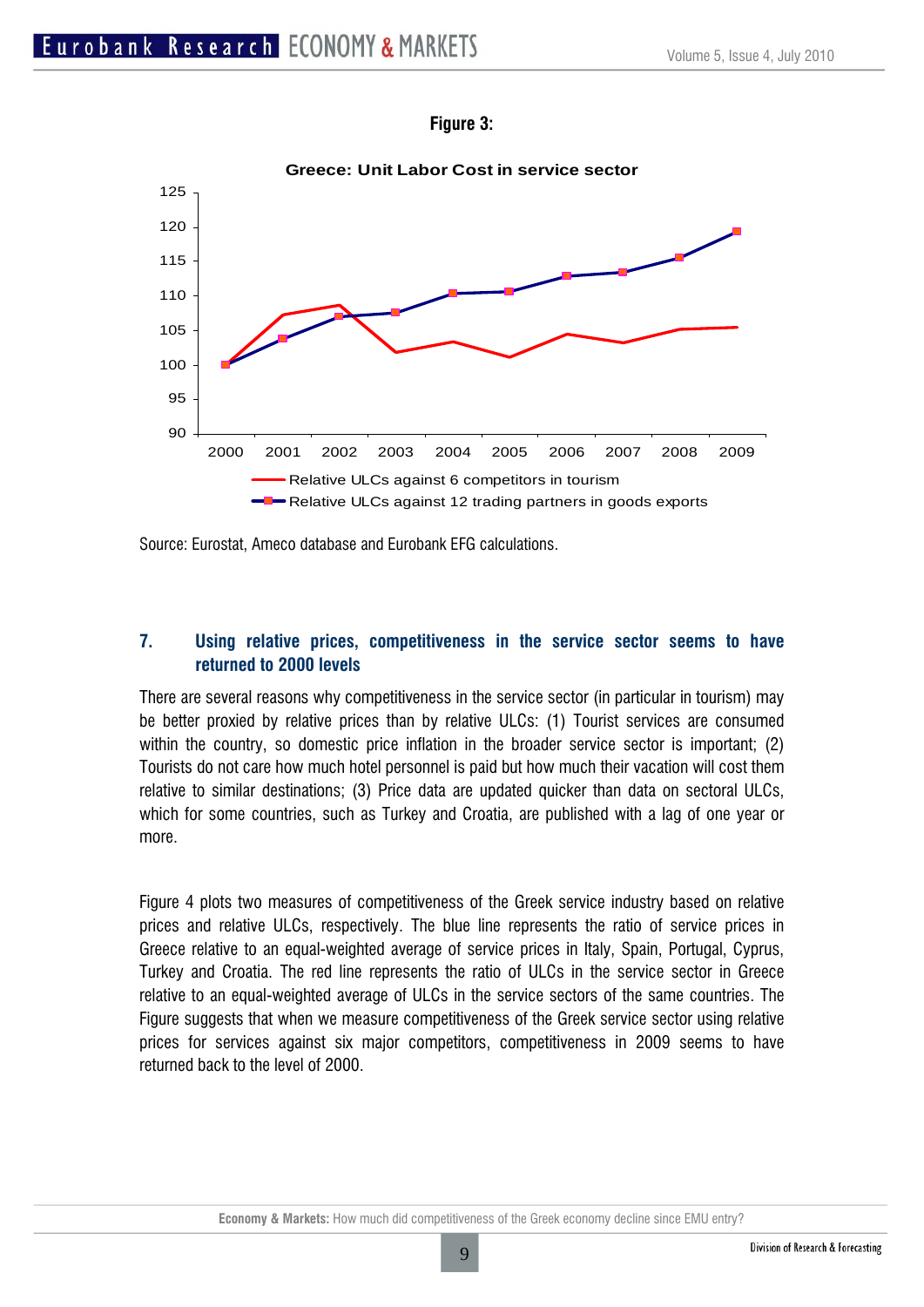**Figure 3:**

Greece: Unit Labor Cost in service sector

Source: Eurostat, Ameco database and Eurobank EFG calculations.

## 7. Using relative prices, competitiveness in the service sector seems to have returned to 2000 levels

There are several reasons why competitiveness in the service sector (in particular in tourism) may be better proxied by relative prices than by relative ULCs: (1) Tourist services are consumed within the country, so domestic price inflation in the broader service sector is important; (2) Tourists do not care how much hotel personnel is paid but how much their vacation will cost them relative to similar destinations; (3) Price data are updated quicker than data on sectoral ULCs, which for some countries, such as Turkey and Croatia, are published with a lag of one year or more.

Figure 4 plots two measures of competitiveness of the Greek service industry based on relative prices and relative ULCs, respectively. The blue line represents the ratio of service prices in Greece relative to an equal-weighted average of service prices in Italy, Spain, Portugal, Cyprus, Turkey and Croatia. The red line represents the ratio of ULCs in the service sector in Greece relative to an equal-weighted average of ULCs in the service sectors of the same countries. The Figure suggests that when we measure competitiveness of the Greek service sector using relative prices for services against six major competitors, competitiveness in 2009 seems to have returned back to the level of 2000.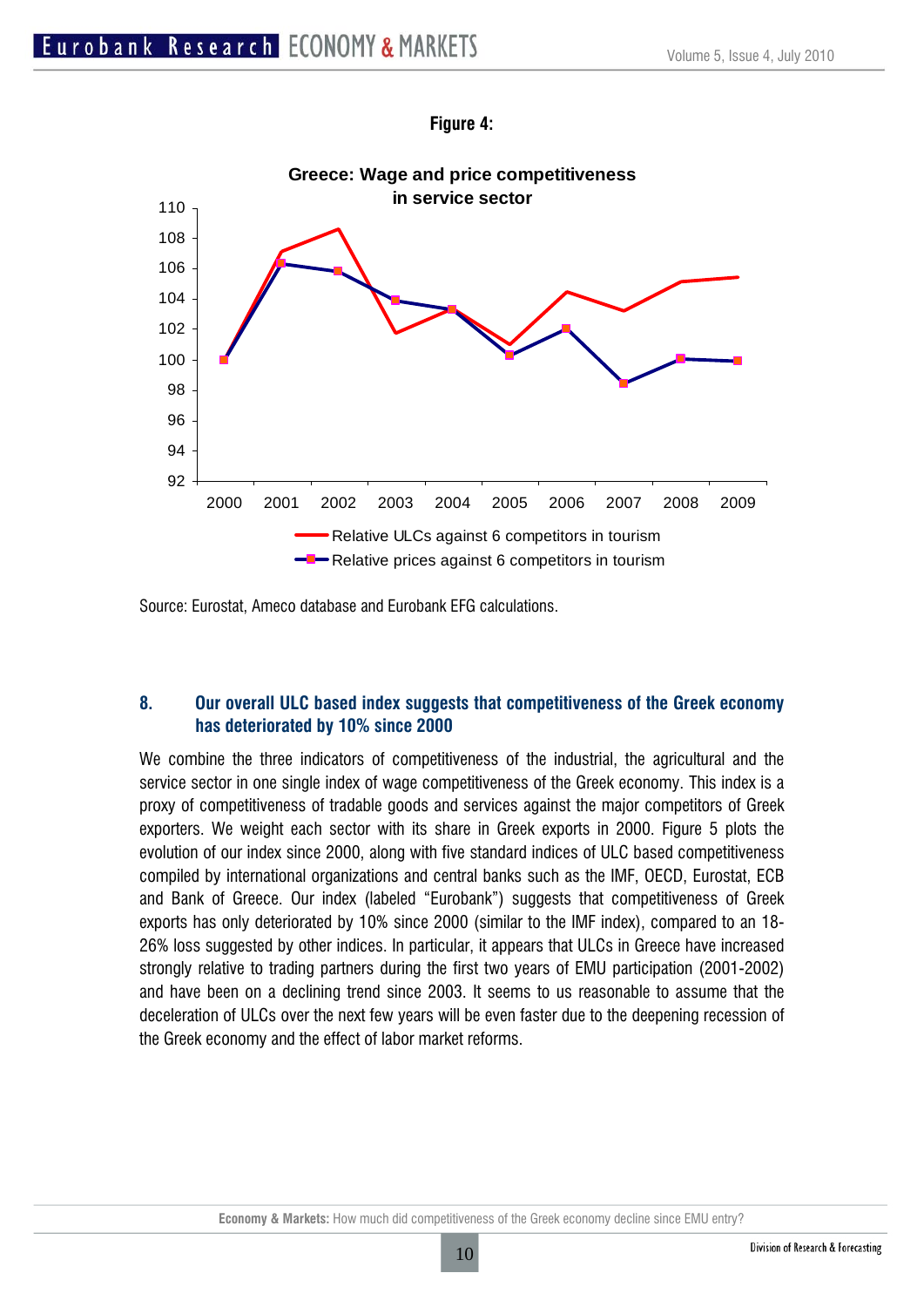**Figure 4:**

Source: Eurostat, Ameco database and Eurobank EFG calculations.

### 8. Our overall ULC based index suggests that competitiveness of the Greek economy has deteriorated by 10% since 2000

We combine the three indicators of competitiveness of the industrial, the agricultural and the service sector in one single index of wage competitiveness of the Greek economy. This index is a proxy of competitiveness of tradable goods and services against the major competitors of Greek exporters. We weight each sector with its share in Greek exports in 2000. Figure 5 plots the evolution of our index since 2000, along with five standard indices of ULC based competitiveness compiled by international organizations and central banks such as the IMF, OECD, Eurostat, ECB and Bank of Greece. Our index (labeled "Eurobank") suggests that competitiveness of Greek exports has only deteriorated by 10% since 2000 (similar to the IMF index), compared to an 18-26% loss suggested by other indices. In particular, it appears that ULCs in Greece have increased strongly relative to trading partners during the first two years of EMU participation (2001-2002) and have been on a declining trend since 2003. It seems to us reasonable to assume that the deceleration of ULCs over the next few years will be even faster due to the deepening recession of the Greek economy and the effect of labor market reforms.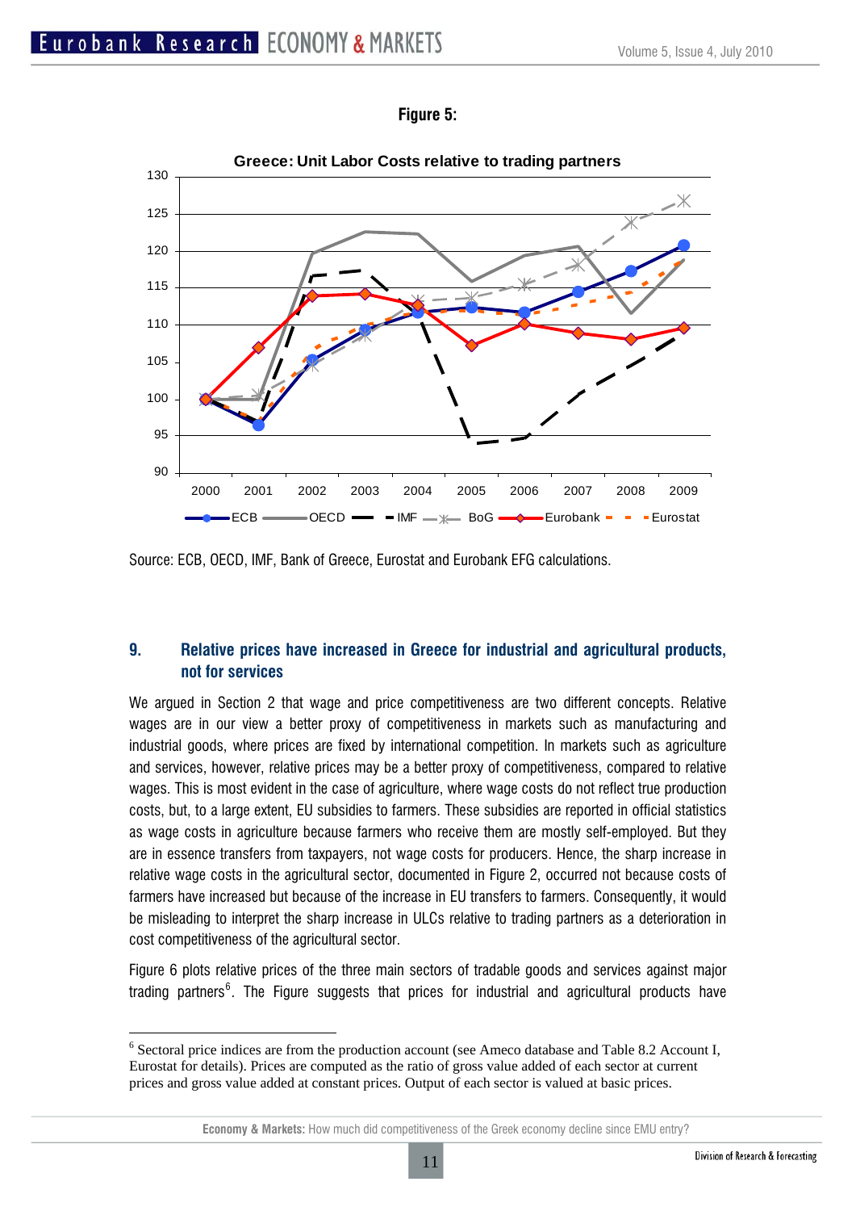**Figure 5:**

Source: ECB, OECD, IMF, Bank of Greece, Eurostat and Eurobank EFG calculations.

## 9. Relative prices have increased in Greece for industrial and agricultural products, not for services

We argued in Section 2 that wage and price competitiveness are two different concepts. Relative wages are in our view a better proxy of competitiveness in markets such as manufacturing and industrial goods, where prices are fixed by international competition. In markets such as agriculture and services, however, relative prices may be a better proxy of competitiveness, compared to relative wages. This is most evident in the case of agriculture, where wage costs do not reflect true production costs, but, to a large extent, EU subsidies to farmers. These subsidies are reported in official statistics as wage costs in agriculture because farmers who receive them are mostly self-employed. But they are in essence transfers from taxpayers, not wage costs for producers. Hence, the sharp increase in relative wage costs in the agricultural sector, documented in Figure 2, occurred not because costs of farmers have increased but because of the increase in EU transfers to farmers. Consequently, it would be misleading to interpret the sharp increase in ULCs relative to trading partners as a deterioration in cost competitiveness of the agricultural sector.

Figure 6 plots relative prices of the three main sectors of tradable goods and services against major trading partners[6]. The Figure suggests that prices for industrial and agricultural products have

---

[6] Sectoral price indices are from the production account (see Ameco database and Table 8.2 Account I, Eurostat for details). Prices are computed as the ratio of gross value added of each sector at current prices and gross value added at constant prices. Output of each sector is valued at basic prices.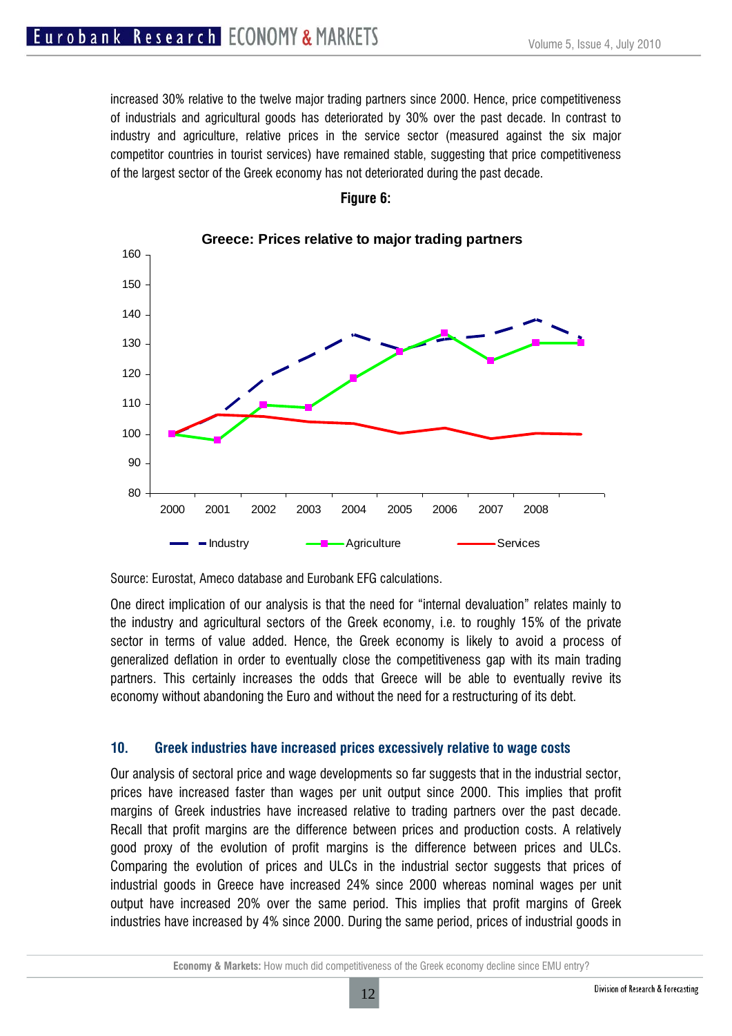increased 30% relative to the twelve major trading partners since 2000. Hence, price competitiveness of industrials and agricultural goods has deteriorated by 30% over the past decade. In contrast to industry and agriculture, relative prices in the service sector (measured against the six major competitor countries in tourist services) have remained stable, suggesting that price competitiveness of the largest sector of the Greek economy has not deteriorated during the past decade.

**Figure 6:**

**Greece: Prices relative to major trading partners**

Source: Eurostat, Ameco database and Eurobank EFG calculations.

One direct implication of our analysis is that the need for "internal devaluation" relates mainly to the industry and agricultural sectors of the Greek economy, i.e. to roughly 15% of the private sector in terms of value added. Hence, the Greek economy is likely to avoid a process of generalized deflation in order to eventually close the competitiveness gap with its main trading partners. This certainly increases the odds that Greece will be able to eventually revive its economy without abandoning the Euro and without the need for a restructuring of its debt.

## 10. Greek industries have increased prices excessively relative to wage costs

Our analysis of sectoral price and wage developments so far suggests that in the industrial sector, prices have increased faster than wages per unit output since 2000. This implies that profit margins of Greek industries have increased relative to trading partners over the past decade. Recall that profit margins are the difference between prices and production costs. A relatively good proxy of the evolution of profit margins is the difference between prices and ULCs. Comparing the evolution of prices and ULCs in the industrial sector suggests that prices of industrial goods in Greece have increased 24% since 2000 whereas nominal wages per unit output have increased 20% over the same period. This implies that profit margins of Greek industries have increased by 4% since 2000. During the same period, prices of industrial goods in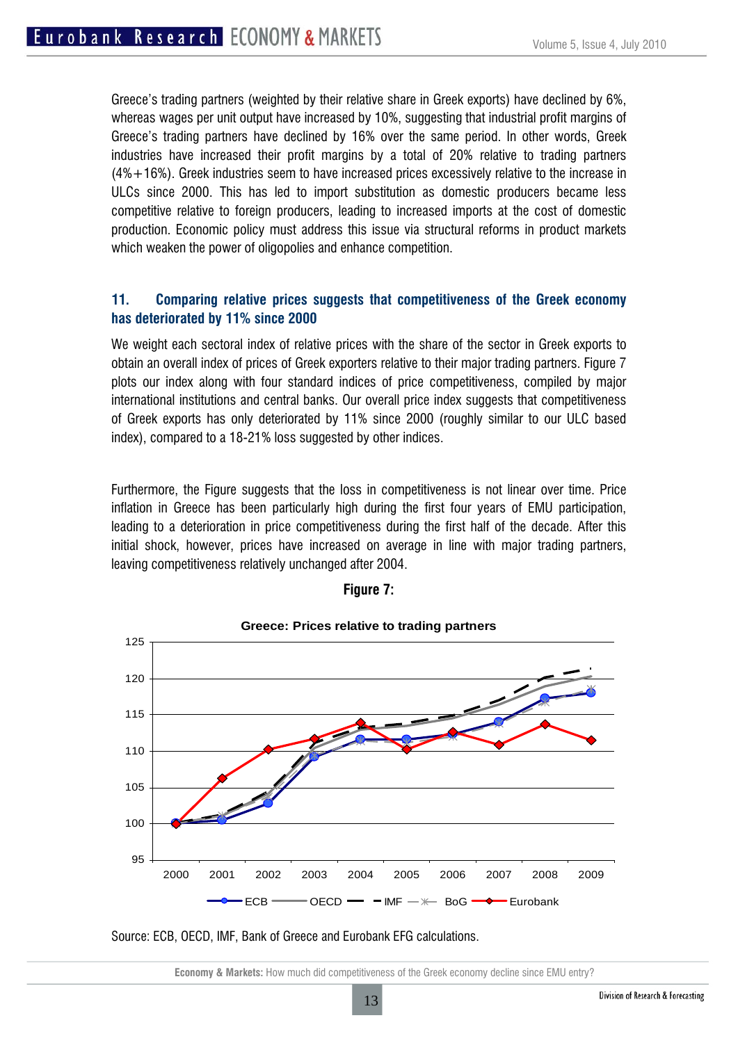Greece's trading partners (weighted by their relative share in Greek exports) have declined by 6%, whereas wages per unit output have increased by 10%, suggesting that industrial profit margins of Greece's trading partners have declined by 16% over the same period. In other words, Greek industries have increased their profit margins by a total of 20% relative to trading partners (4%+16%). Greek industries seem to have increased prices excessively relative to the increase in ULCs since 2000. This has led to import substitution as domestic producers became less competitive relative to foreign producers, leading to increased imports at the cost of domestic production. Economic policy must address this issue via structural reforms in product markets which weaken the power of oligopolies and enhance competition.

## 11. Comparing relative prices suggests that competitiveness of the Greek economy has deteriorated by 11% since 2000

We weight each sectoral index of relative prices with the share of the sector in Greek exports to obtain an overall index of prices of Greek exporters relative to their major trading partners. Figure 7 plots our index along with four standard indices of price competitiveness, compiled by major international institutions and central banks. Our overall price index suggests that competitiveness of Greek exports has only deteriorated by 11% since 2000 (roughly similar to our ULC based index), compared to a 18-21% loss suggested by other indices.

Furthermore, the Figure suggests that the loss in competitiveness is not linear over time. Price inflation in Greece has been particularly high during the first four years of EMU participation, leading to a deterioration in price competitiveness during the first half of the decade. After this initial shock, however, prices have increased on average in line with major trading partners, leaving competitiveness relatively unchanged after 2004.

**Figure 7:**

Greece: Prices relative to trading partners

Source: ECB, OECD, IMF, Bank of Greece and Eurobank EFG calculations.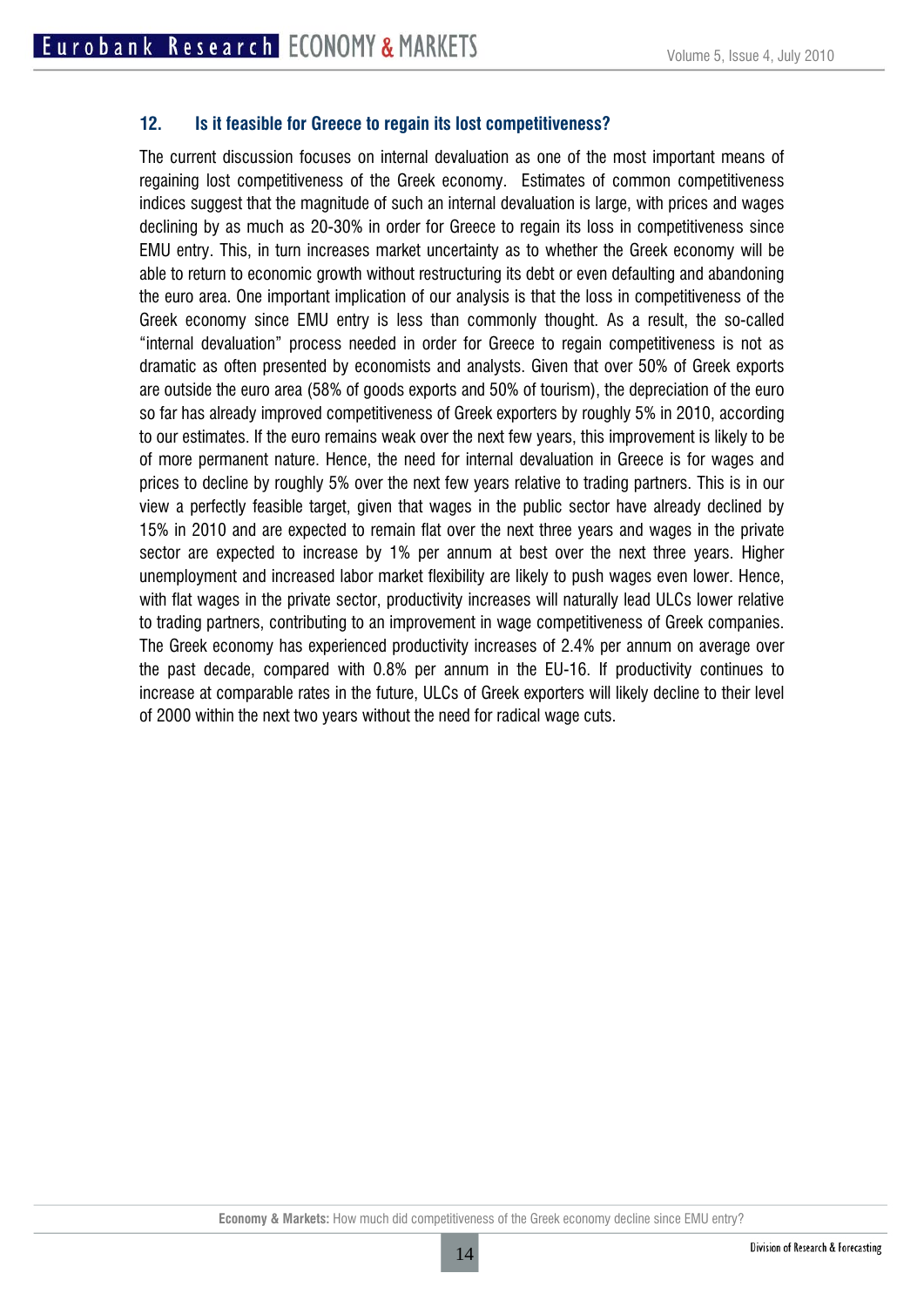## 12. Is it feasible for Greece to regain its lost competitiveness?

The current discussion focuses on internal devaluation as one of the most important means of regaining lost competitiveness of the Greek economy. Estimates of common competitiveness indices suggest that the magnitude of such an internal devaluation is large, with prices and wages declining by as much as 20-30% in order for Greece to regain its loss in competitiveness since EMU entry. This, in turn increases market uncertainty as to whether the Greek economy will be able to return to economic growth without restructuring its debt or even defaulting and abandoning the euro area. One important implication of our analysis is that the loss in competitiveness of the Greek economy since EMU entry is less than commonly thought. As a result, the so-called "internal devaluation" process needed in order for Greece to regain competitiveness is not as dramatic as often presented by economists and analysts. Given that over 50% of Greek exports are outside the euro area (58% of goods exports and 50% of tourism), the depreciation of the euro so far has already improved competitiveness of Greek exporters by roughly 5% in 2010, according to our estimates. If the euro remains weak over the next few years, this improvement is likely to be of more permanent nature. Hence, the need for internal devaluation in Greece is for wages and prices to decline by roughly 5% over the next few years relative to trading partners. This is in our view a perfectly feasible target, given that wages in the public sector have already declined by 15% in 2010 and are expected to remain flat over the next three years and wages in the private sector are expected to increase by 1% per annum at best over the next three years. Higher unemployment and increased labor market flexibility are likely to push wages even lower. Hence, with flat wages in the private sector, productivity increases will naturally lead ULCs lower relative to trading partners, contributing to an improvement in wage competitiveness of Greek companies. The Greek economy has experienced productivity increases of 2.4% per annum on average over the past decade, compared with 0.8% per annum in the EU-16. If productivity continues to increase at comparable rates in the future, ULCs of Greek exporters will likely decline to their level of 2000 within the next two years without the need for radical wage cuts.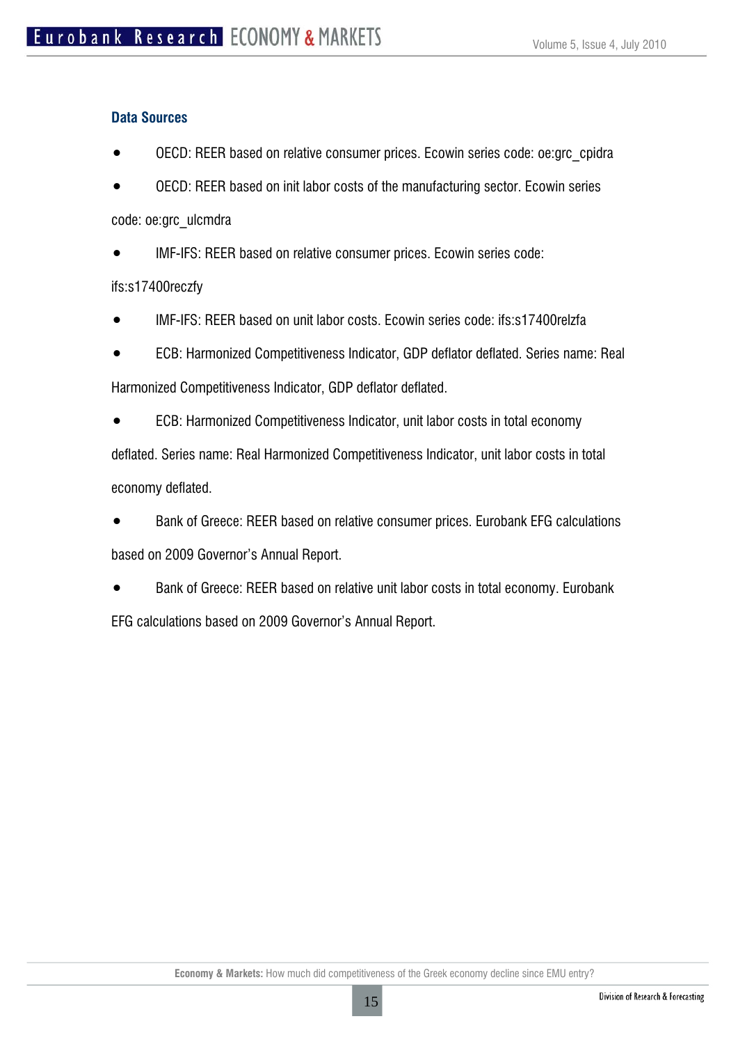### Data Sources

- OECD: REER based on relative consumer prices. Ecowin series code: oe:grc_cpidra
- OECD: REER based on init labor costs of the manufacturing sector. Ecowin series code: oe:grc_ulcmdra
- IMF-IFS: REER based on relative consumer prices. Ecowin series code: ifs:s17400reczfy
- IMF-IFS: REER based on unit labor costs. Ecowin series code: ifs:s17400relzfa
- ECB: Harmonized Competitiveness Indicator, GDP deflator deflated. Series name: Real Harmonized Competitiveness Indicator, GDP deflator deflated.
- ECB: Harmonized Competitiveness Indicator, unit labor costs in total economy deflated. Series name: Real Harmonized Competitiveness Indicator, unit labor costs in total economy deflated.
- Bank of Greece: REER based on relative consumer prices. Eurobank EFG calculations based on 2009 Governor's Annual Report.
- Bank of Greece: REER based on relative unit labor costs in total economy. Eurobank EFG calculations based on 2009 Governor's Annual Report.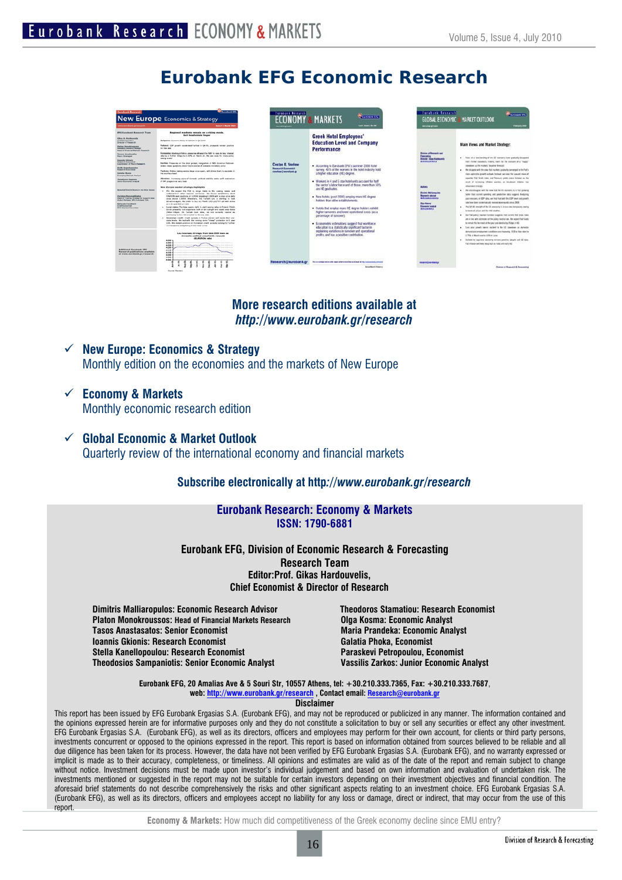# Eurobank EFG Economic Research

**More research editions available at**
***http://www.eurobank.gr/research***

- ✓ **New Europe: Economics & Strategy**
  Monthly edition on the economies and the markets of New Europe

- ✓ **Economy & Markets**
  Monthly economic research edition

- ✓ **Global Economic & Market Outlook**
  Quarterly review of the international economy and financial markets

**Subscribe electronically at http://www.eurobank.gr/research**

**Eurobank Research: Economy & Markets**
**ISSN: 1790-6881**

**Eurobank EFG, Division of Economic Research & Forecasting**
**Research Team**
**Editor:Prof. Gikas Hardouvelis,**
**Chief Economist & Director of Research**

**Dimitris Malliaropulos: Economic Research Advisor**
**Platon Monokroussos: Head of Financial Markets Research**
**Tasos Anastasatos: Senior Economist**
**Ioannis Gkionis: Research Economist**
**Stella Kanellopoulou: Research Economist**
**Theodosios Sampaniotis: Senior Economic Analyst**
**Theodoros Stamatiou: Research Economist**
**Olga Kosma: Economic Analyst**
**Maria Prandeka: Economic Analyst**
**Galatia Phoka, Economist**
**Paraskevi Petropoulou, Economist**
**Vassilis Zarkos: Junior Economic Analyst**

**Eurobank EFG, 20 Amalias Ave & 5 Souri Str, 10557 Athens, tel: +30.210.333.7365, Fax: +30.210.333.7687,**
**web: http://www.eurobank.gr/research , Contact email: Research@eurobank.gr**

**Disclaimer**

This report has been issued by EFG Eurobank Ergasias S.A. (Eurobank EFG), and may not be reproduced or publicized in any manner. The information contained and the opinions expressed herein are for informative purposes only and they do not constitute a solicitation to buy or sell any securities or effect any other investment. EFG Eurobank Ergasias S.A. (Eurobank EFG), as well as its directors, officers and employees may perform for their own account, for clients or third party persons, investments concurrent or opposed to the opinions expressed in the report. This report is based on information obtained from sources believed to be reliable and all due diligence has been taken for its process. However, the data have not been verified by EFG Eurobank Ergasias S.A. (Eurobank EFG), and no warranty expressed or implicit is made as to their accuracy, completeness, or timeliness. All opinions and estimates are valid as of the date of the report and remain subject to change without notice. Investment decisions must be made upon investor's individual judgement and based on own information and evaluation of undertaken risk. The investments mentioned or suggested in the report may not be suitable for certain investors depending on their investment objectives and financial condition. The aforesaid brief statements do not describe comprehensively the risks and other significant aspects relating to an investment choice. EFG Eurobank Ergasias S.A. (Eurobank EFG), as well as its directors, officers and employees accept no liability for any loss or damage, direct or indirect, that may occur from the use of this report.